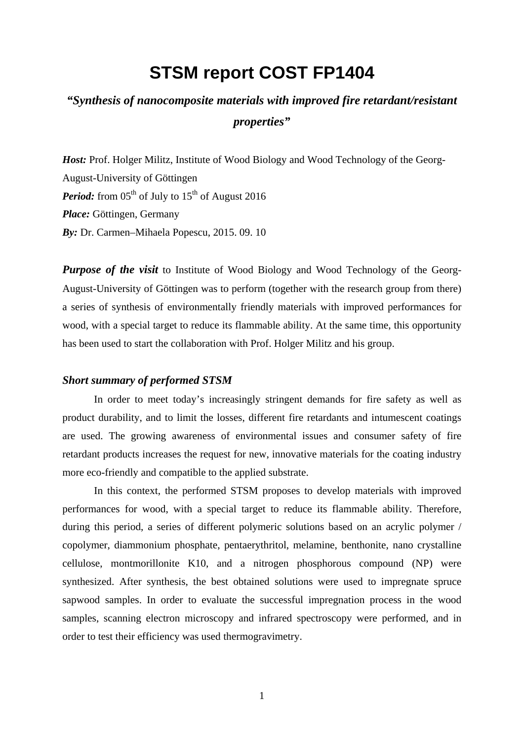# STSM report COST FP1404

## *"Synthesis of nanocomposite materials with improved fire retardant/resistant properties"*

***Host:*** Prof. Holger Militz, Institute of Wood Biology and Wood Technology of the Georg-August-University of Göttingen

***Period:*** from $05^{th}$ of July to $15^{th}$ of August 2016

***Place:*** Göttingen, Germany

***By:*** Dr. Carmen–Mihaela Popescu, 2015. 09. 10

***Purpose of the visit*** to Institute of Wood Biology and Wood Technology of the Georg-August-University of Göttingen was to perform (together with the research group from there) a series of synthesis of environmentally friendly materials with improved performances for wood, with a special target to reduce its flammable ability. At the same time, this opportunity has been used to start the collaboration with Prof. Holger Militz and his group.

### *Short summary of performed STSM*

In order to meet today's increasingly stringent demands for fire safety as well as product durability, and to limit the losses, different fire retardants and intumescent coatings are used. The growing awareness of environmental issues and consumer safety of fire retardant products increases the request for new, innovative materials for the coating industry more eco-friendly and compatible to the applied substrate.

In this context, the performed STSM proposes to develop materials with improved performances for wood, with a special target to reduce its flammable ability. Therefore, during this period, a series of different polymeric solutions based on an acrylic polymer / copolymer, diammonium phosphate, pentaerythritol, melamine, benthonite, nano crystalline cellulose, montmorillonite K10, and a nitrogen phosphorous compound (NP) were synthesized. After synthesis, the best obtained solutions were used to impregnate spruce sapwood samples. In order to evaluate the successful impregnation process in the wood samples, scanning electron microscopy and infrared spectroscopy were performed, and in order to test their efficiency was used thermogravimetry.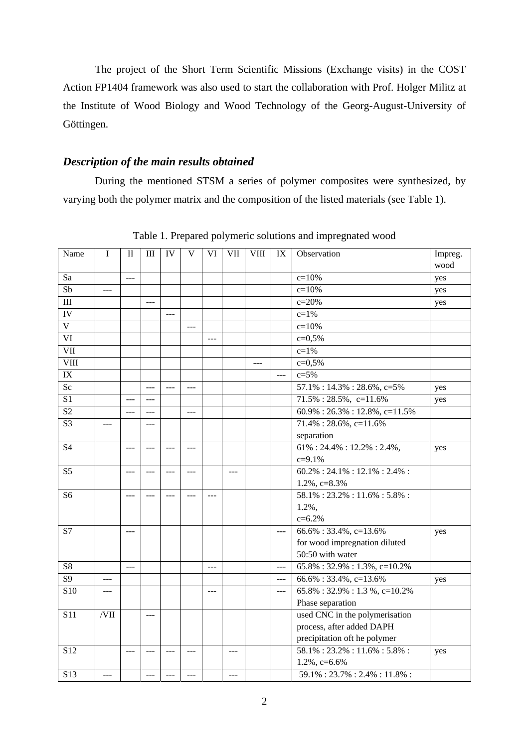The project of the Short Term Scientific Missions (Exchange visits) in the COST Action FP1404 framework was also used to start the collaboration with Prof. Holger Militz at the Institute of Wood Biology and Wood Technology of the Georg-August-University of Göttingen.

### *Description of the main results obtained*

During the mentioned STSM a series of polymer composites were synthesized, by varying both the polymer matrix and the composition of the listed materials (see Table 1).

Table 1. Prepared polymeric solutions and impregnated wood

| Name | I | II | III | IV | V | VI | VII | VIII | IX | Observation | Impreg. wood |
|---|---|---|---|---|---|---|---|---|---|---|---|
| Sa | | --- | | | | | | | | c=10% | yes |
| Sb | --- | | | | | | | | | c=10% | yes |
| III | | | --- | | | | | | | c=20% | yes |
| IV | | | | --- | | | | | | c=1% | |
| V | | | | | --- | | | | | c=10% | |
| VI | | | | | | --- | | | | c=0,5% | |
| VII | | | | | | | | | | c=1% | |
| VIII | | | | | | | | --- | | c=0,5% | |
| IX | | | | | | | | | --- | c=5% | |
| Sc | | | --- | --- | --- | | | | | 57.1% : 14.3% : 28.6%, c=5% | yes |
| S1 | | --- | --- | | | | | | | 71.5% : 28.5%, c=11.6% | yes |
| S2 | | --- | --- | | --- | | | | | 60.9% : 26.3% : 12.8%, c=11.5% | |
| S3 | --- | | --- | | | | | | | 71.4% : 28.6%, c=11.6% separation | |
| S4 | | --- | --- | --- | --- | | | | | 61% : 24.4% : 12.2% : 2.4%, c=9.1% | yes |
| S5 | | --- | --- | --- | --- | | --- | | | 60.2% : 24.1% : 12.1% : 2.4% : 1.2%, c=8.3% | |
| S6 | | --- | --- | --- | --- | --- | | | | 58.1% : 23.2% : 11.6% : 5.8% : 1.2%, c=6.2% | |
| S7 | | --- | | | | | | | --- | 66.6% : 33.4%, c=13.6% for wood impregnation diluted 50:50 with water | yes |
| S8 | | --- | | | | --- | | | --- | 65.8% : 32.9% : 1.3%, c=10.2% | |
| S9 | --- | | | | | | | | --- | 66.6% : 33.4%, c=13.6% | yes |
| S10 | --- | | | | | --- | | | --- | 65.8% : 32.9% : 1.3 %, c=10.2% Phase separation | |
| S11 | /VII | | --- | | | | | | | used CNC in the polymerisation process, after added DAPH precipitation oft he polymer | |
| S12 | | --- | --- | --- | --- | | --- | | | 58.1% : 23.2% : 11.6% : 5.8% : 1.2%, c=6.6% | yes |
| S13 | --- | | --- | --- | --- | | --- | | | 59.1% : 23.7% : 2.4% : 11.8% : | |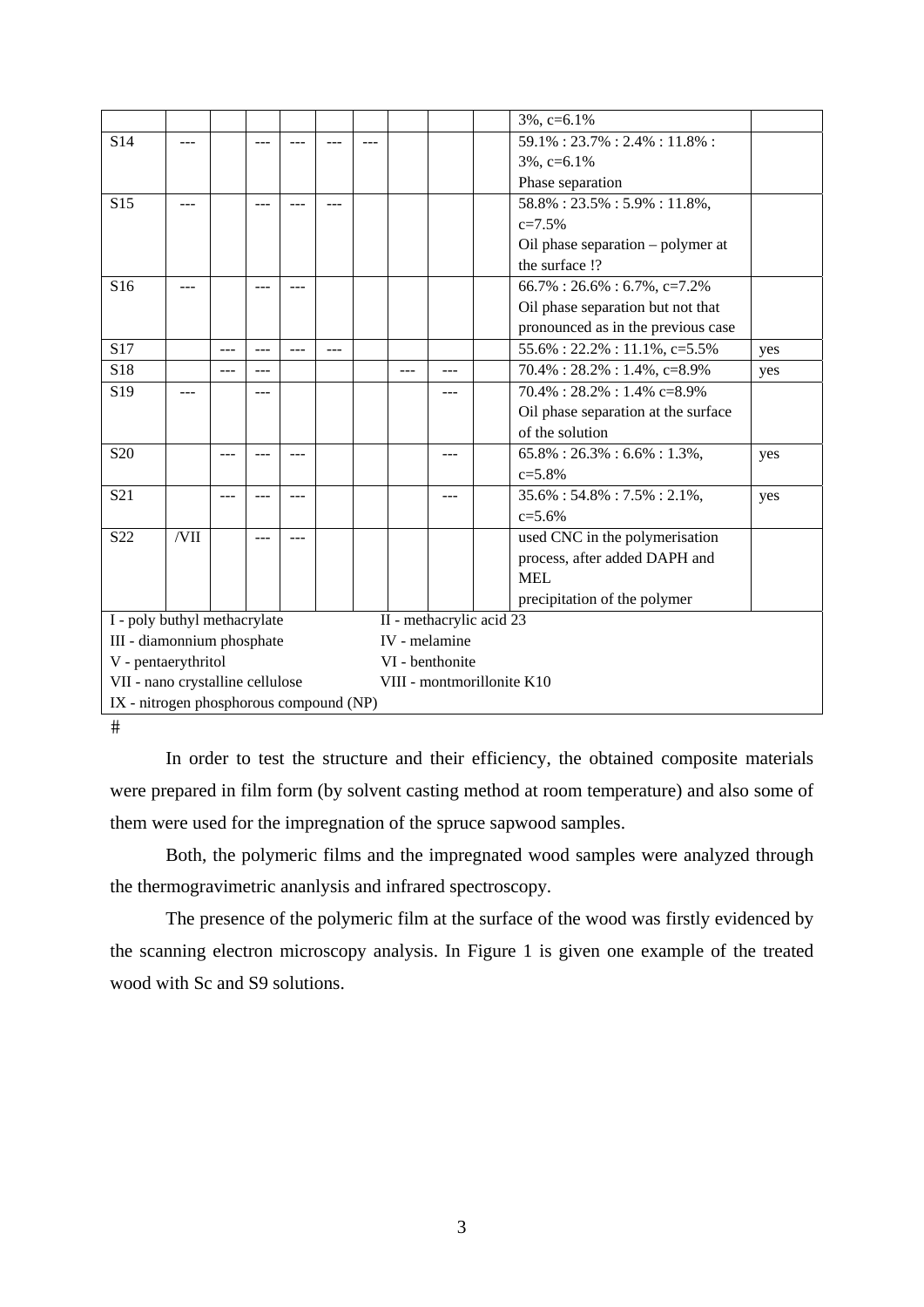| | | | | | | | | | | 3%, c=6.1% | |
|---|---|---|---|---|---|---|---|---|---|---|---|
| S14 | --- | | --- | --- | --- | --- | | | | 59.1% : 23.7% : 2.4% : 11.8% : 3%, c=6.1% Phase separation | |
| S15 | --- | | --- | --- | --- | | | | | 58.8% : 23.5% : 5.9% : 11.8%, c=7.5% Oil phase separation – polymer at the surface !? | |
| S16 | --- | | --- | --- | | | | | | 66.7% : 26.6% : 6.7%, c=7.2% Oil phase separation but not that pronounced as in the previous case | |
| S17 | | --- | --- | --- | --- | | | | | 55.6% : 22.2% : 11.1%, c=5.5% | yes |
| S18 | | --- | --- | | | | --- | --- | | 70.4% : 28.2% : 1.4%, c=8.9% | yes |
| S19 | --- | | --- | | | | | --- | | 70.4% : 28.2% : 1.4% c=8.9% Oil phase separation at the surface of the solution | |
| S20 | | --- | --- | --- | | | | --- | | 65.8% : 26.3% : 6.6% : 1.3%, c=5.8% | yes |
| S21 | | --- | --- | --- | | | | --- | | 35.6% : 54.8% : 7.5% : 2.1%, c=5.6% | yes |
| S22 | /VII | | --- | --- | | | | | | used CNC in the polymerisation process, after added DAPH and MEL precipitation of the polymer | |

I - poly buthyl methacrylate; II - methacrylic acid 23
III - diamonnium phosphate; IV - melamine
V - pentaerythritol; VI - benthonite
VII - nano crystalline cellulose; VIII - montmorillonite K10
IX - nitrogen phosphorous compound (NP)

#

In order to test the structure and their efficiency, the obtained composite materials were prepared in film form (by solvent casting method at room temperature) and also some of them were used for the impregnation of the spruce sapwood samples.

Both, the polymeric films and the impregnated wood samples were analyzed through the thermogravimetric ananlysis and infrared spectroscopy.

The presence of the polymeric film at the surface of the wood was firstly evidenced by the scanning electron microscopy analysis. In Figure 1 is given one example of the treated wood with Sc and S9 solutions.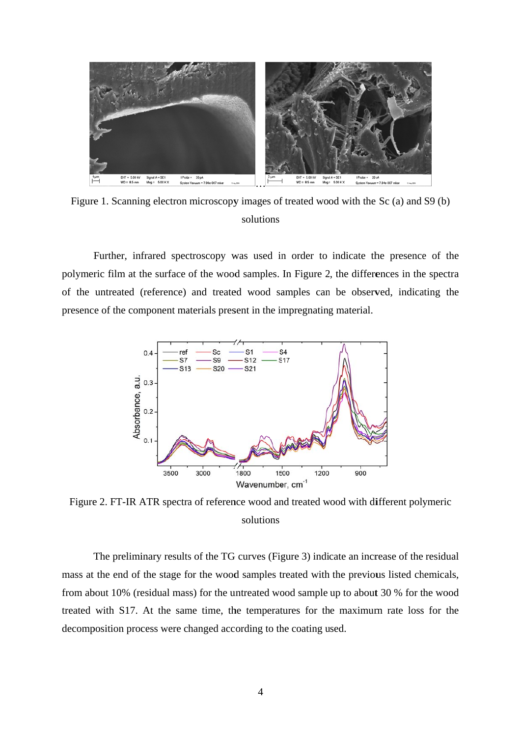Figure 1. Scanning electron microscopy images of treated wood with the Sc (a) and S9 (b) solutions

Further, infrared spectroscopy was used in order to indicate the presence of the polymeric film at the surface of the wood samples. In Figure 2, the differences in the spectra of the untreated (reference) and treated wood samples can be observed, indicating the presence of the component materials present in the impregnating material.

Figure 2. FT-IR ATR spectra of reference wood and treated wood with different polymeric solutions

The preliminary results of the TG curves (Figure 3) indicate an increase of the residual mass at the end of the stage for the wood samples treated with the previous listed chemicals, from about 10% (residual mass) for the untreated wood sample up to about 30 % for the wood treated with S17. At the same time, the temperatures for the maximum rate loss for the decomposition process were changed according to the coating used.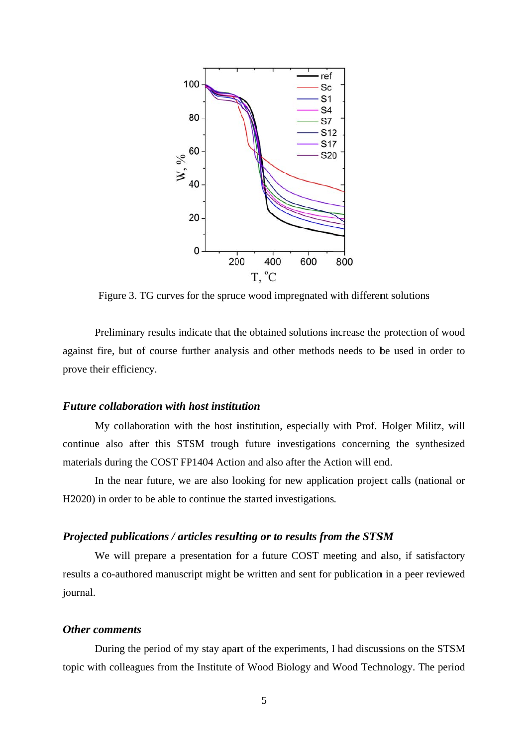Figure 3. TG curves for the spruce wood impregnated with different solutions

Preliminary results indicate that the obtained solutions increase the protection of wood against fire, but of course further analysis and other methods needs to be used in order to prove their efficiency.

### *Future collaboration with host institution*

My collaboration with the host institution, especially with Prof. Holger Militz, will continue also after this STSM trough future investigations concerning the synthesized materials during the COST FP1404 Action and also after the Action will end.

In the near future, we are also looking for new application project calls (national or H2020) in order to be able to continue the started investigations.

### *Projected publications / articles resulting or to results from the STSM*

We will prepare a presentation for a future COST meeting and also, if satisfactory results a co-authored manuscript might be written and sent for publication in a peer reviewed journal.

### *Other comments*

During the period of my stay apart of the experiments, I had discussions on the STSM topic with colleagues from the Institute of Wood Biology and Wood Technology. The period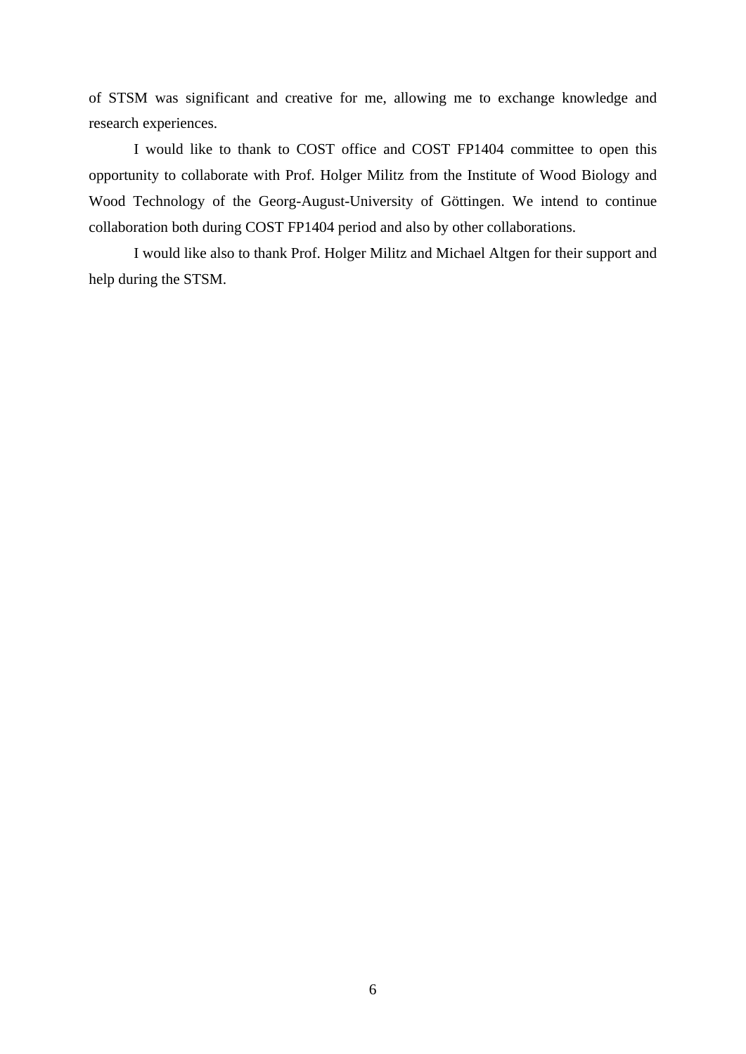of STSM was significant and creative for me, allowing me to exchange knowledge and research experiences.

I would like to thank to COST office and COST FP1404 committee to open this opportunity to collaborate with Prof. Holger Militz from the Institute of Wood Biology and Wood Technology of the Georg-August-University of Göttingen. We intend to continue collaboration both during COST FP1404 period and also by other collaborations.

I would like also to thank Prof. Holger Militz and Michael Altgen for their support and help during the STSM.